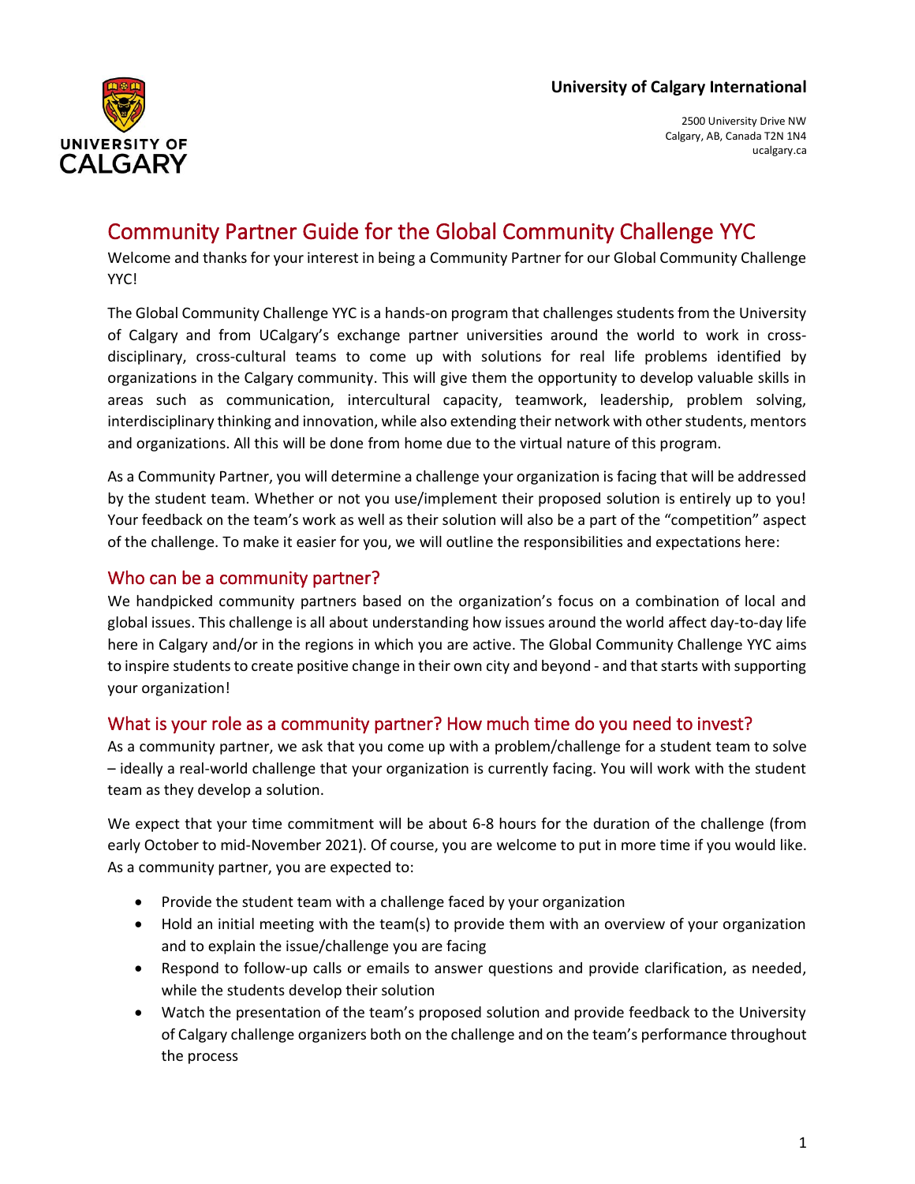**University of Calgary International**

2500 University Drive NW
Calgary, AB, Canada T2N 1N4
ucalgary.ca

# Community Partner Guide for the Global Community Challenge YYC

Welcome and thanks for your interest in being a Community Partner for our Global Community Challenge YYC!

The Global Community Challenge YYC is a hands-on program that challenges students from the University of Calgary and from UCalgary's exchange partner universities around the world to work in cross-disciplinary, cross-cultural teams to come up with solutions for real life problems identified by organizations in the Calgary community. This will give them the opportunity to develop valuable skills in areas such as communication, intercultural capacity, teamwork, leadership, problem solving, interdisciplinary thinking and innovation, while also extending their network with other students, mentors and organizations. All this will be done from home due to the virtual nature of this program.

As a Community Partner, you will determine a challenge your organization is facing that will be addressed by the student team. Whether or not you use/implement their proposed solution is entirely up to you! Your feedback on the team's work as well as their solution will also be a part of the "competition" aspect of the challenge. To make it easier for you, we will outline the responsibilities and expectations here:

## Who can be a community partner?

We handpicked community partners based on the organization's focus on a combination of local and global issues. This challenge is all about understanding how issues around the world affect day-to-day life here in Calgary and/or in the regions in which you are active. The Global Community Challenge YYC aims to inspire students to create positive change in their own city and beyond - and that starts with supporting your organization!

## What is your role as a community partner? How much time do you need to invest?

As a community partner, we ask that you come up with a problem/challenge for a student team to solve – ideally a real-world challenge that your organization is currently facing. You will work with the student team as they develop a solution.

We expect that your time commitment will be about 6-8 hours for the duration of the challenge (from early October to mid-November 2021). Of course, you are welcome to put in more time if you would like. As a community partner, you are expected to:

- Provide the student team with a challenge faced by your organization
- Hold an initial meeting with the team(s) to provide them with an overview of your organization and to explain the issue/challenge you are facing
- Respond to follow-up calls or emails to answer questions and provide clarification, as needed, while the students develop their solution
- Watch the presentation of the team's proposed solution and provide feedback to the University of Calgary challenge organizers both on the challenge and on the team's performance throughout the process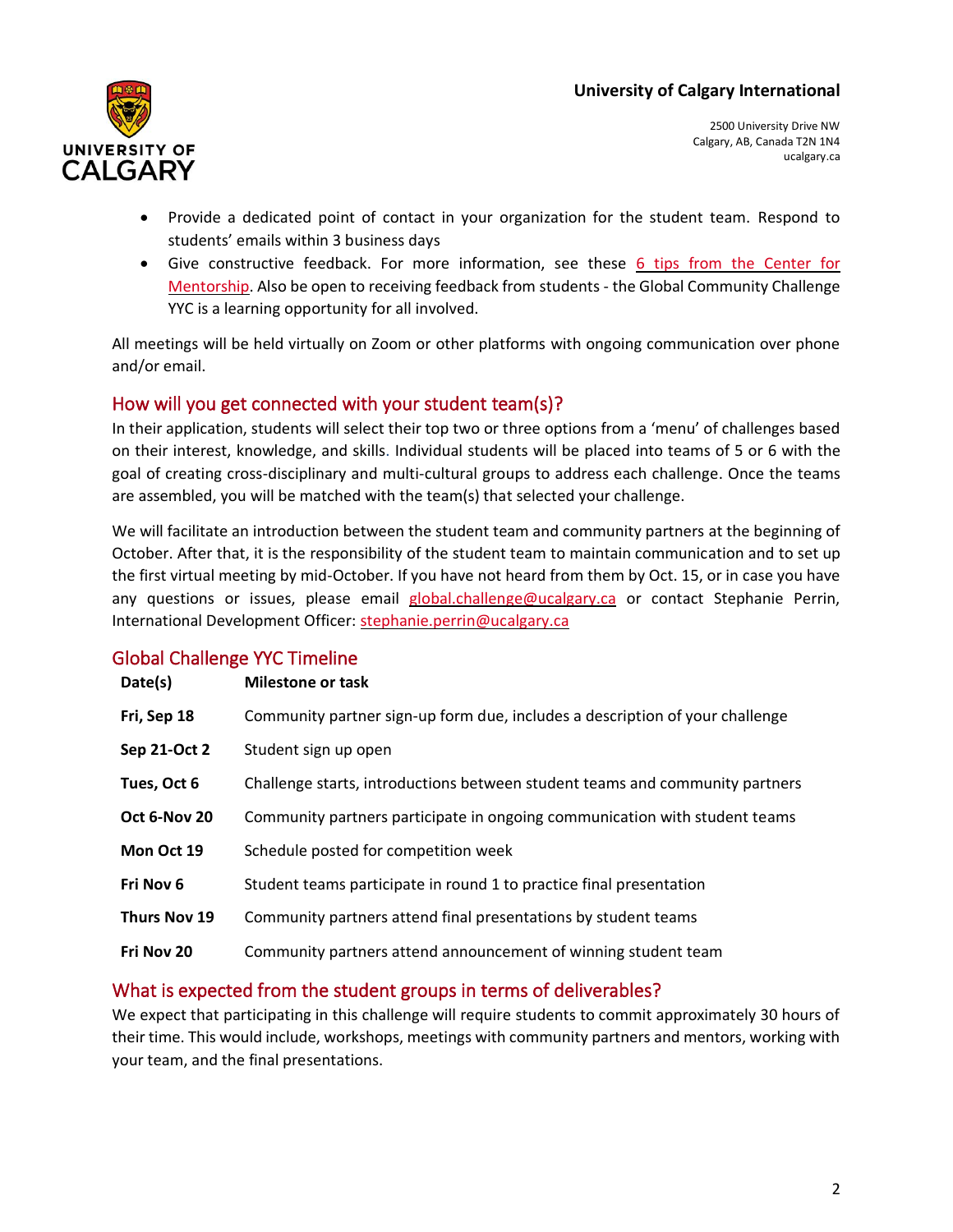- Provide a dedicated point of contact in your organization for the student team. Respond to students' emails within 3 business days
- Give constructive feedback. For more information, see these 6 tips from the Center for Mentorship. Also be open to receiving feedback from students - the Global Community Challenge YYC is a learning opportunity for all involved.

All meetings will be held virtually on Zoom or other platforms with ongoing communication over phone and/or email.

## How will you get connected with your student team(s)?

In their application, students will select their top two or three options from a 'menu' of challenges based on their interest, knowledge, and skills. Individual students will be placed into teams of 5 or 6 with the goal of creating cross-disciplinary and multi-cultural groups to address each challenge. Once the teams are assembled, you will be matched with the team(s) that selected your challenge.

We will facilitate an introduction between the student team and community partners at the beginning of October. After that, it is the responsibility of the student team to maintain communication and to set up the first virtual meeting by mid-October. If you have not heard from them by Oct. 15, or in case you have any questions or issues, please email global.challenge@ucalgary.ca or contact Stephanie Perrin, International Development Officer: stephanie.perrin@ucalgary.ca

## Global Challenge YYC Timeline

| Date(s) | Milestone or task |
|---|---|
| Fri, Sep 18 | Community partner sign-up form due, includes a description of your challenge |
| Sep 21-Oct 2 | Student sign up open |
| Tues, Oct 6 | Challenge starts, introductions between student teams and community partners |
| Oct 6-Nov 20 | Community partners participate in ongoing communication with student teams |
| Mon Oct 19 | Schedule posted for competition week |
| Fri Nov 6 | Student teams participate in round 1 to practice final presentation |
| Thurs Nov 19 | Community partners attend final presentations by student teams |
| Fri Nov 20 | Community partners attend announcement of winning student team |

## What is expected from the student groups in terms of deliverables?

We expect that participating in this challenge will require students to commit approximately 30 hours of their time. This would include, workshops, meetings with community partners and mentors, working with your team, and the final presentations.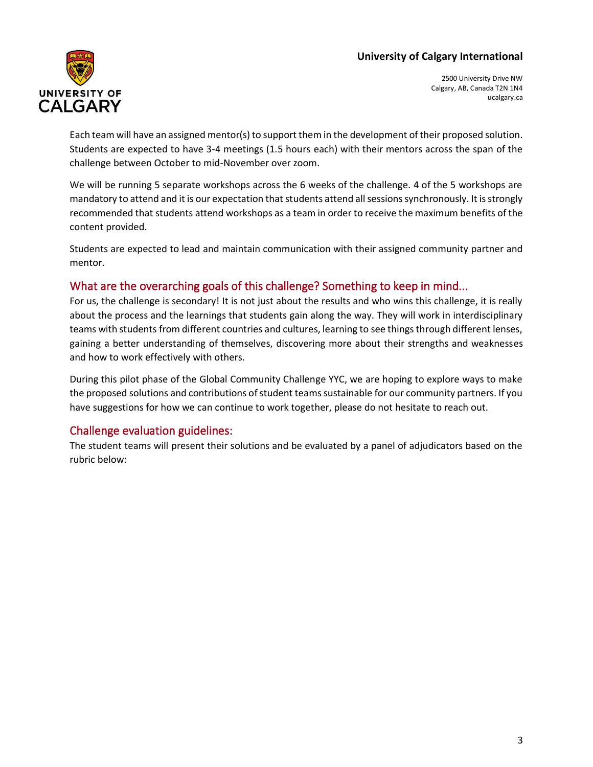Each team will have an assigned mentor(s) to support them in the development of their proposed solution. Students are expected to have 3-4 meetings (1.5 hours each) with their mentors across the span of the challenge between October to mid-November over zoom.

We will be running 5 separate workshops across the 6 weeks of the challenge. 4 of the 5 workshops are mandatory to attend and it is our expectation that students attend all sessions synchronously. It is strongly recommended that students attend workshops as a team in order to receive the maximum benefits of the content provided.

Students are expected to lead and maintain communication with their assigned community partner and mentor.

## What are the overarching goals of this challenge? Something to keep in mind...

For us, the challenge is secondary! It is not just about the results and who wins this challenge, it is really about the process and the learnings that students gain along the way. They will work in interdisciplinary teams with students from different countries and cultures, learning to see things through different lenses, gaining a better understanding of themselves, discovering more about their strengths and weaknesses and how to work effectively with others.

During this pilot phase of the Global Community Challenge YYC, we are hoping to explore ways to make the proposed solutions and contributions of student teams sustainable for our community partners. If you have suggestions for how we can continue to work together, please do not hesitate to reach out.

## Challenge evaluation guidelines:

The student teams will present their solutions and be evaluated by a panel of adjudicators based on the rubric below: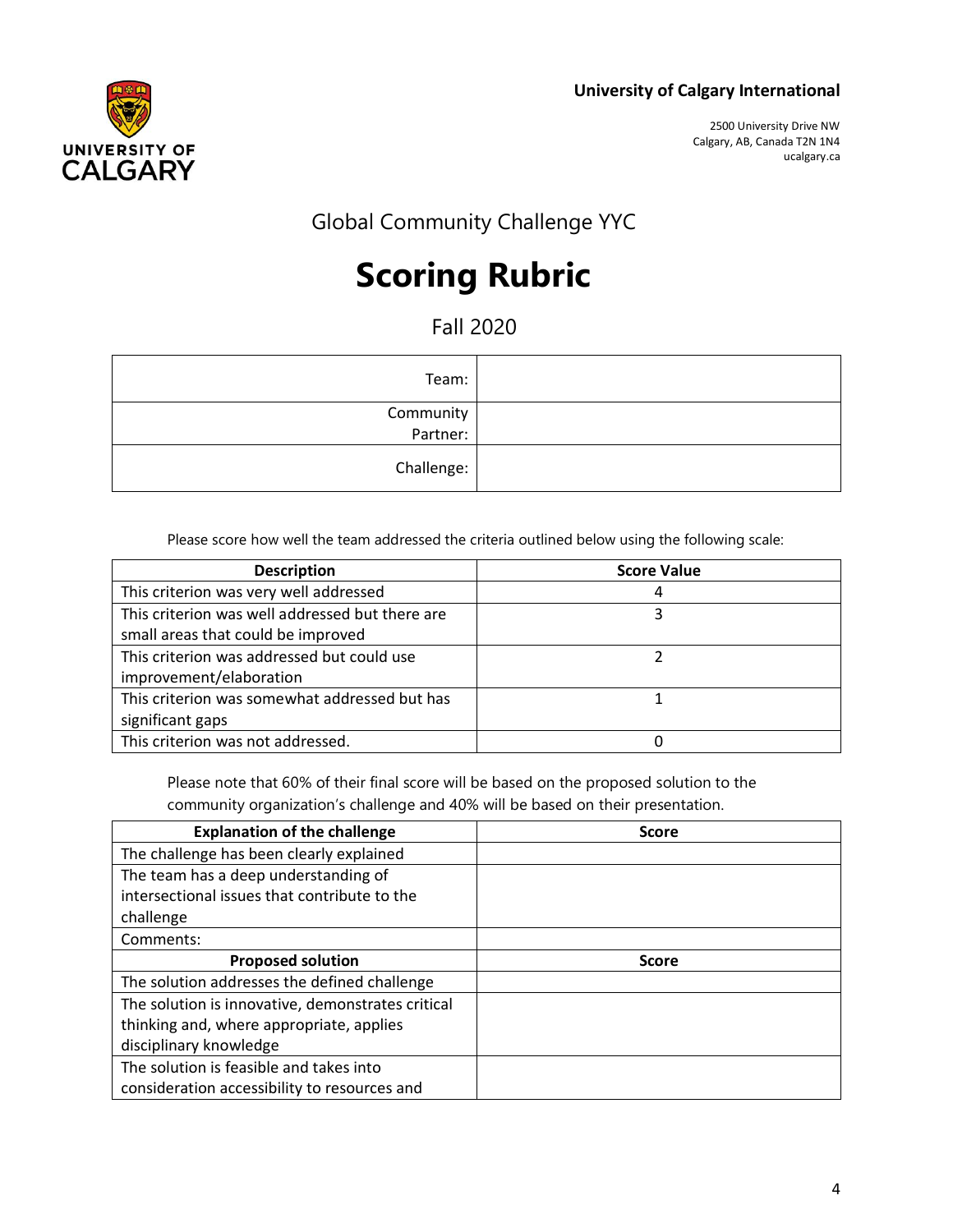**University of Calgary International**

2500 University Drive NW
Calgary, AB, Canada T2N 1N4
ucalgary.ca

## Global Community Challenge YYC

# Scoring Rubric

## Fall 2020

| | |
|---|---|
| Team: | |
| Community Partner: | |
| Challenge: | |

Please score how well the team addressed the criteria outlined below using the following scale:

| Description | Score Value |
|---|---|
| This criterion was very well addressed | 4 |
| This criterion was well addressed but there are small areas that could be improved | 3 |
| This criterion was addressed but could use improvement/elaboration | 2 |
| This criterion was somewhat addressed but has significant gaps | 1 |
| This criterion was not addressed. | 0 |

Please note that 60% of their final score will be based on the proposed solution to the community organization's challenge and 40% will be based on their presentation.

| Explanation of the challenge | Score |
|---|---|
| The challenge has been clearly explained | |
| The team has a deep understanding of intersectional issues that contribute to the challenge | |
| Comments: | |
| **Proposed solution** | **Score** |
| The solution addresses the defined challenge | |
| The solution is innovative, demonstrates critical thinking and, where appropriate, applies disciplinary knowledge | |
| The solution is feasible and takes into consideration accessibility to resources and | |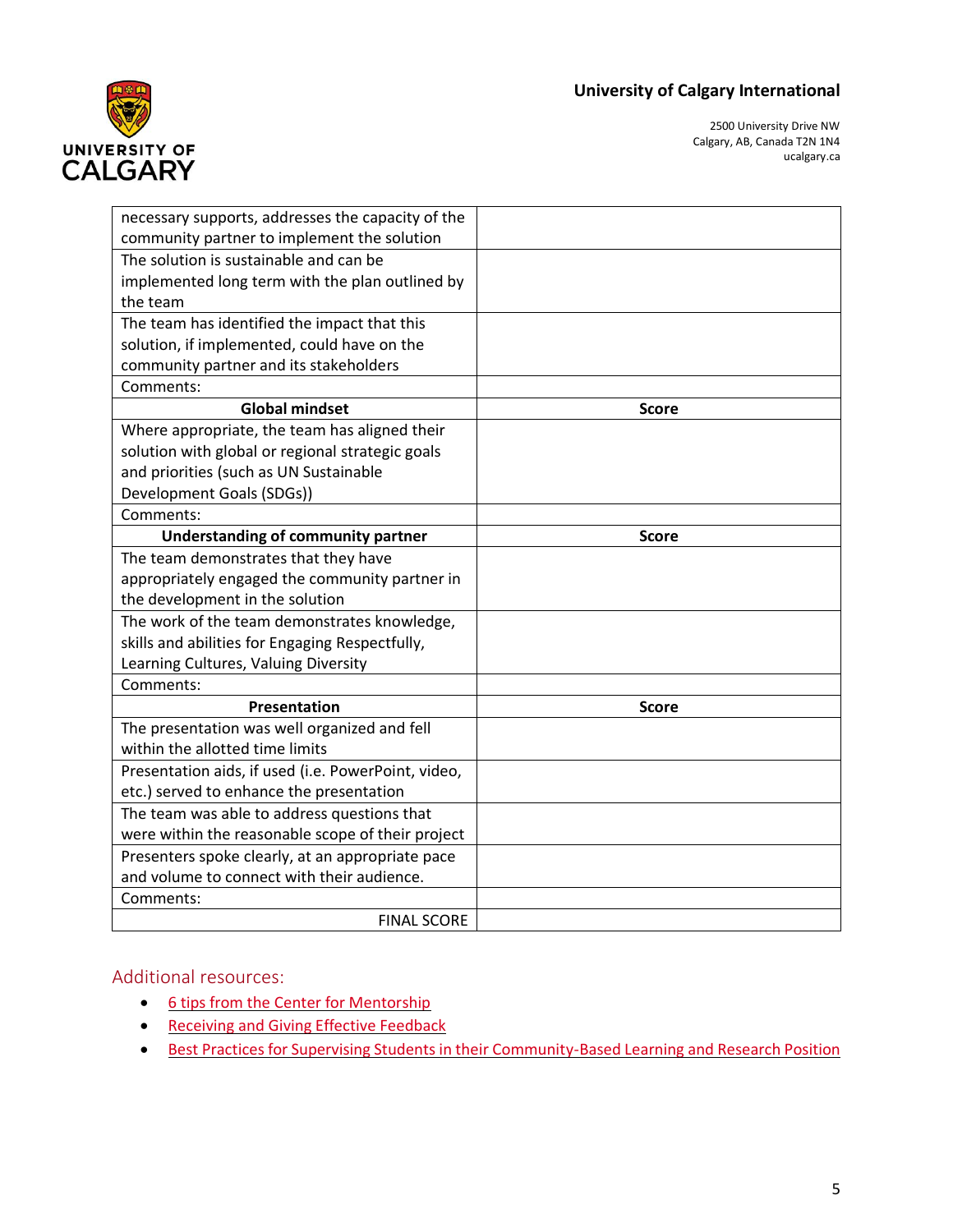| | |
|---|---|
| necessary supports, addresses the capacity of the community partner to implement the solution | |
| The solution is sustainable and can be implemented long term with the plan outlined by the team | |
| The team has identified the impact that this solution, if implemented, could have on the community partner and its stakeholders | |
| Comments: | |
| **Global mindset** | **Score** |
| Where appropriate, the team has aligned their solution with global or regional strategic goals and priorities (such as UN Sustainable Development Goals (SDGs)) | |
| Comments: | |
| **Understanding of community partner** | **Score** |
| The team demonstrates that they have appropriately engaged the community partner in the development in the solution | |
| The work of the team demonstrates knowledge, skills and abilities for Engaging Respectfully, Learning Cultures, Valuing Diversity | |
| Comments: | |
| **Presentation** | **Score** |
| The presentation was well organized and fell within the allotted time limits | |
| Presentation aids, if used (i.e. PowerPoint, video, etc.) served to enhance the presentation | |
| The team was able to address questions that were within the reasonable scope of their project | |
| Presenters spoke clearly, at an appropriate pace and volume to connect with their audience. | |
| Comments: | |
| FINAL SCORE | |

## Additional resources:

- 6 tips from the Center for Mentorship
- Receiving and Giving Effective Feedback
- Best Practices for Supervising Students in their Community-Based Learning and Research Position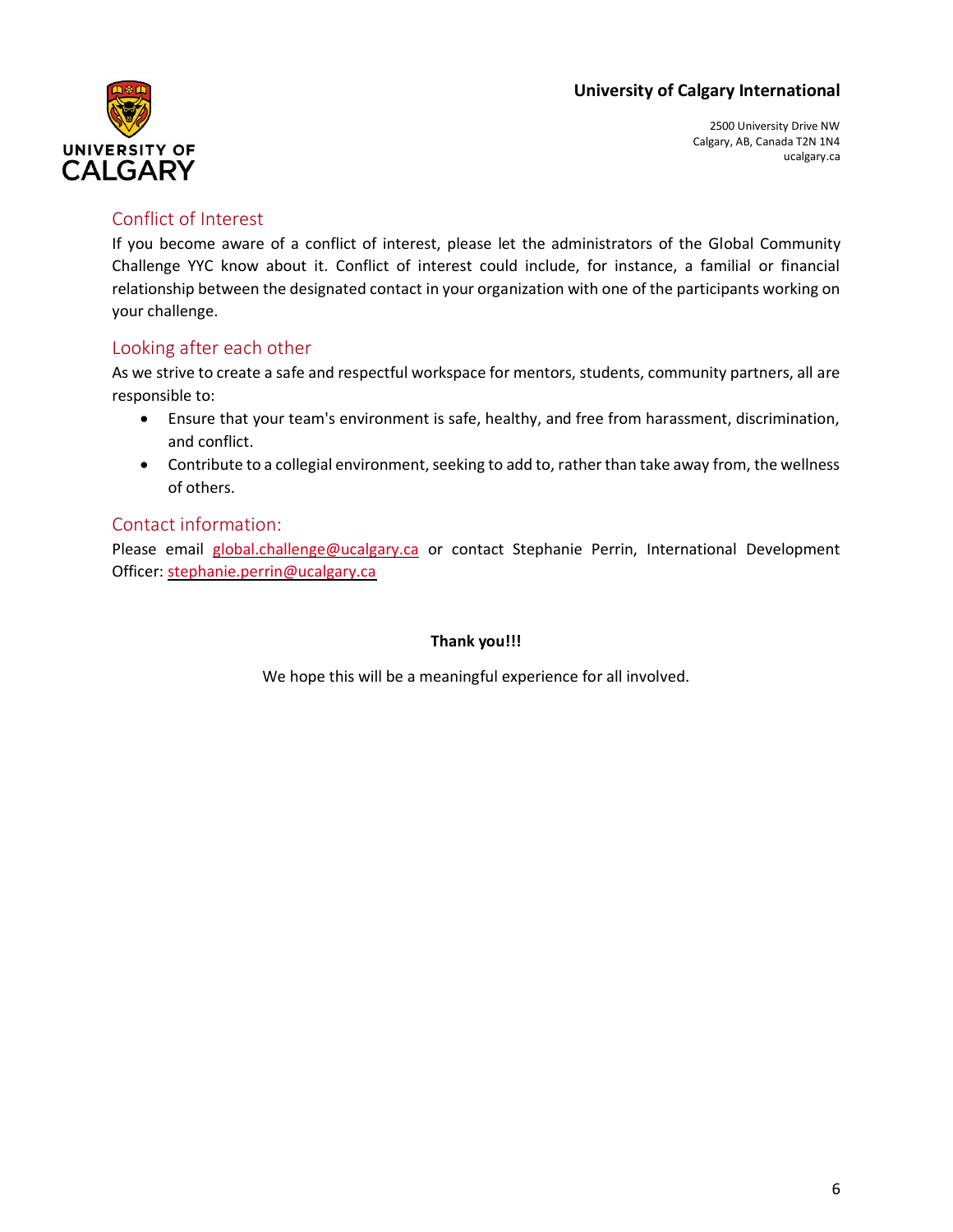## Conflict of Interest

If you become aware of a conflict of interest, please let the administrators of the Global Community Challenge YYC know about it. Conflict of interest could include, for instance, a familial or financial relationship between the designated contact in your organization with one of the participants working on your challenge.

## Looking after each other

As we strive to create a safe and respectful workspace for mentors, students, community partners, all are responsible to:

- Ensure that your team's environment is safe, healthy, and free from harassment, discrimination, and conflict.
- Contribute to a collegial environment, seeking to add to, rather than take away from, the wellness of others.

## Contact information:

Please email global.challenge@ucalgary.ca or contact Stephanie Perrin, International Development Officer: stephanie.perrin@ucalgary.ca

**Thank you!!!**

We hope this will be a meaningful experience for all involved.